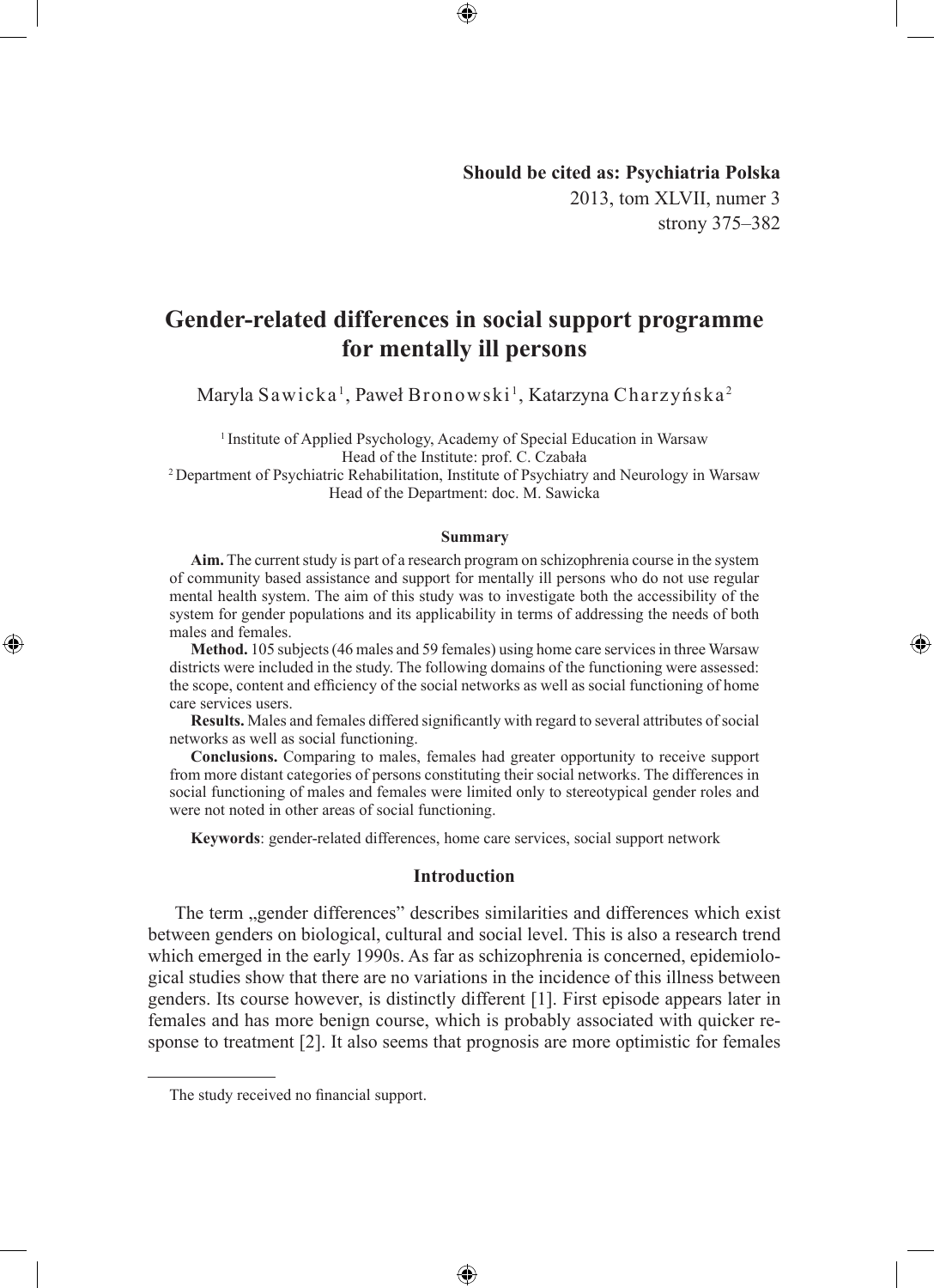**Should be cited as: Psychiatria Polska**
2013, tom XLVII, numer 3
strony 375–382

# Gender-related differences in social support programme for mentally ill persons

Maryla Sawicka[1], Paweł Bronowski[1], Katarzyna Charzyńska[2]

[1] Institute of Applied Psychology, Academy of Special Education in Warsaw
Head of the Institute: prof. C. Czabała
[2] Department of Psychiatric Rehabilitation, Institute of Psychiatry and Neurology in Warsaw
Head of the Department: doc. M. Sawicka

### Summary

**Aim.** The current study is part of a research program on schizophrenia course in the system of community based assistance and support for mentally ill persons who do not use regular mental health system. The aim of this study was to investigate both the accessibility of the system for gender populations and its applicability in terms of addressing the needs of both males and females.

**Method.** 105 subjects (46 males and 59 females) using home care services in three Warsaw districts were included in the study. The following domains of the functioning were assessed: the scope, content and efficiency of the social networks as well as social functioning of home care services users.

**Results.** Males and females differed significantly with regard to several attributes of social networks as well as social functioning.

**Conclusions.** Comparing to males, females had greater opportunity to receive support from more distant categories of persons constituting their social networks. The differences in social functioning of males and females were limited only to stereotypical gender roles and were not noted in other areas of social functioning.

**Keywords**: gender-related differences, home care services, social support network

## Introduction

The term „gender differences" describes similarities and differences which exist between genders on biological, cultural and social level. This is also a research trend which emerged in the early 1990s. As far as schizophrenia is concerned, epidemiological studies show that there are no variations in the incidence of this illness between genders. Its course however, is distinctly different [1]. First episode appears later in females and has more benign course, which is probably associated with quicker response to treatment [2]. It also seems that prognosis are more optimistic for females

The study received no financial support.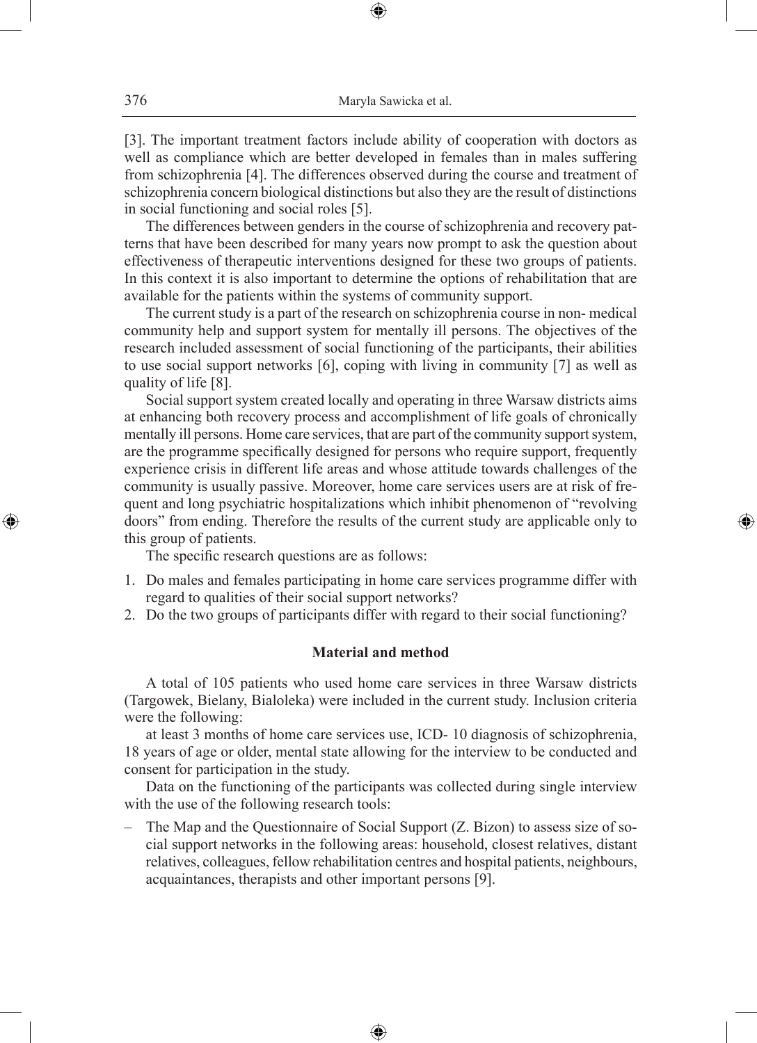[3]. The important treatment factors include ability of cooperation with doctors as well as compliance which are better developed in females than in males suffering from schizophrenia [4]. The differences observed during the course and treatment of schizophrenia concern biological distinctions but also they are the result of distinctions in social functioning and social roles [5].

The differences between genders in the course of schizophrenia and recovery patterns that have been described for many years now prompt to ask the question about effectiveness of therapeutic interventions designed for these two groups of patients. In this context it is also important to determine the options of rehabilitation that are available for the patients within the systems of community support.

The current study is a part of the research on schizophrenia course in non- medical community help and support system for mentally ill persons. The objectives of the research included assessment of social functioning of the participants, their abilities to use social support networks [6], coping with living in community [7] as well as quality of life [8].

Social support system created locally and operating in three Warsaw districts aims at enhancing both recovery process and accomplishment of life goals of chronically mentally ill persons. Home care services, that are part of the community support system, are the programme specifically designed for persons who require support, frequently experience crisis in different life areas and whose attitude towards challenges of the community is usually passive. Moreover, home care services users are at risk of frequent and long psychiatric hospitalizations which inhibit phenomenon of "revolving doors" from ending. Therefore the results of the current study are applicable only to this group of patients.

The specific research questions are as follows:

1. Do males and females participating in home care services programme differ with regard to qualities of their social support networks?
2. Do the two groups of participants differ with regard to their social functioning?

## Material and method

A total of 105 patients who used home care services in three Warsaw districts (Targowek, Bielany, Bialoleka) were included in the current study. Inclusion criteria were the following:

at least 3 months of home care services use, ICD- 10 diagnosis of schizophrenia, 18 years of age or older, mental state allowing for the interview to be conducted and consent for participation in the study.

Data on the functioning of the participants was collected during single interview with the use of the following research tools:

– The Map and the Questionnaire of Social Support (Z. Bizon) to assess size of social support networks in the following areas: household, closest relatives, distant relatives, colleagues, fellow rehabilitation centres and hospital patients, neighbours, acquaintances, therapists and other important persons [9].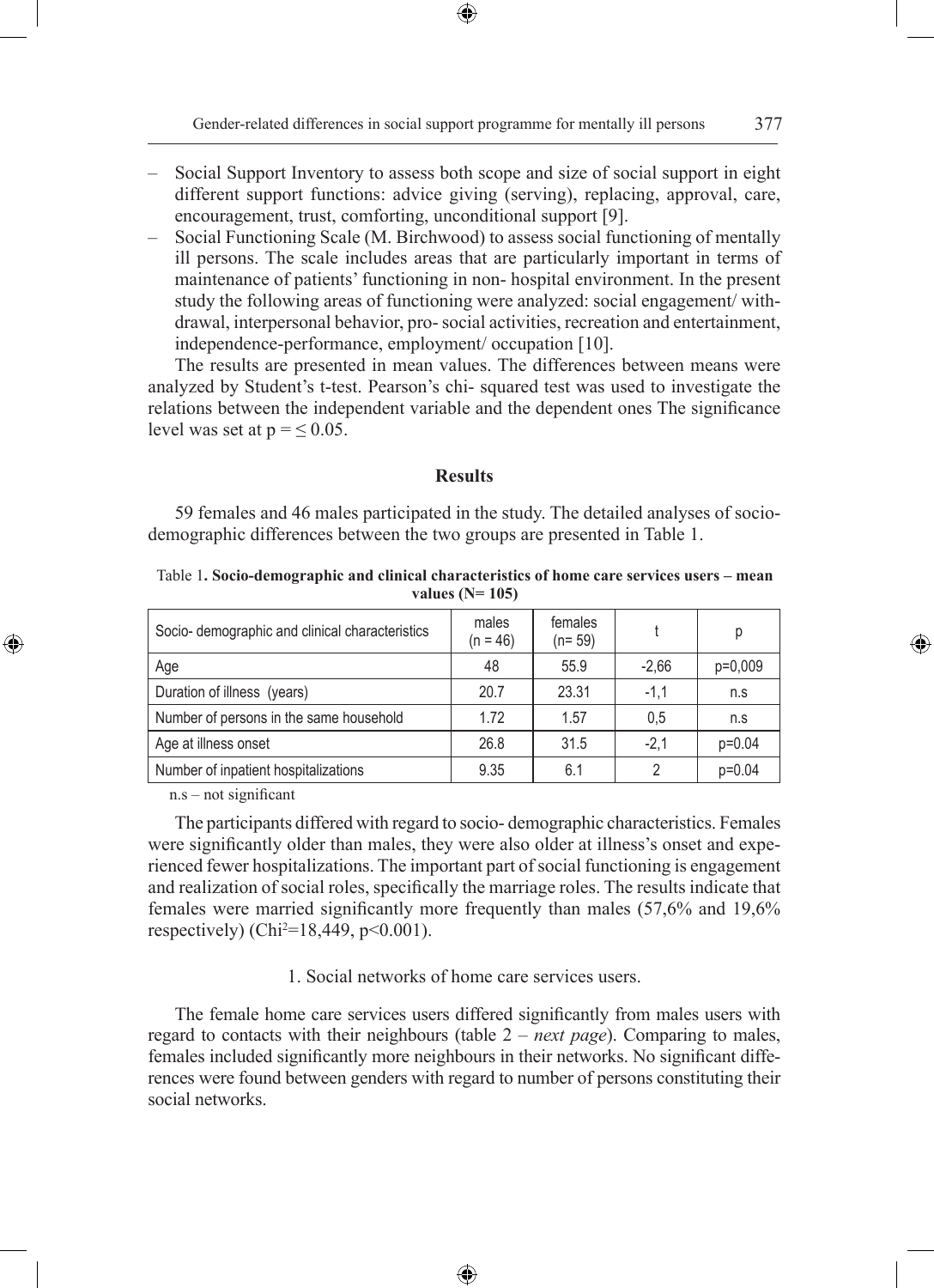- Social Support Inventory to assess both scope and size of social support in eight different support functions: advice giving (serving), replacing, approval, care, encouragement, trust, comforting, unconditional support [9].
- Social Functioning Scale (M. Birchwood) to assess social functioning of mentally ill persons. The scale includes areas that are particularly important in terms of maintenance of patients' functioning in non- hospital environment. In the present study the following areas of functioning were analyzed: social engagement/ withdrawal, interpersonal behavior, pro- social activities, recreation and entertainment, independence-performance, employment/ occupation [10].

The results are presented in mean values. The differences between means were analyzed by Student's t-test. Pearson's chi- squared test was used to investigate the relations between the independent variable and the dependent ones The significance level was set at $p = \leq 0.05$.

## Results

59 females and 46 males participated in the study. The detailed analyses of socio-demographic differences between the two groups are presented in Table 1.

Table 1**. Socio-demographic and clinical characteristics of home care services users – mean values (N= 105)**

| Socio- demographic and clinical characteristics | males (n = 46) | females (n= 59) | t | p |
|---|---|---|---|---|
| Age | 48 | 55.9 | -2,66 | p=0,009 |
| Duration of illness (years) | 20.7 | 23.31 | -1,1 | n.s |
| Number of persons in the same household | 1.72 | 1.57 | 0,5 | n.s |
| Age at illness onset | 26.8 | 31.5 | -2,1 | p=0.04 |
| Number of inpatient hospitalizations | 9.35 | 6.1 | 2 | p=0.04 |

n.s – not significant

The participants differed with regard to socio- demographic characteristics. Females were significantly older than males, they were also older at illness's onset and experienced fewer hospitalizations. The important part of social functioning is engagement and realization of social roles, specifically the marriage roles. The results indicate that females were married significantly more frequently than males (57,6% and 19,6% respectively) ($Chi^2$=18,449, p<0.001).

### 1. Social networks of home care services users.

The female home care services users differed significantly from males users with regard to contacts with their neighbours (table 2 – *next page*). Comparing to males, females included significantly more neighbours in their networks. No significant differences were found between genders with regard to number of persons constituting their social networks.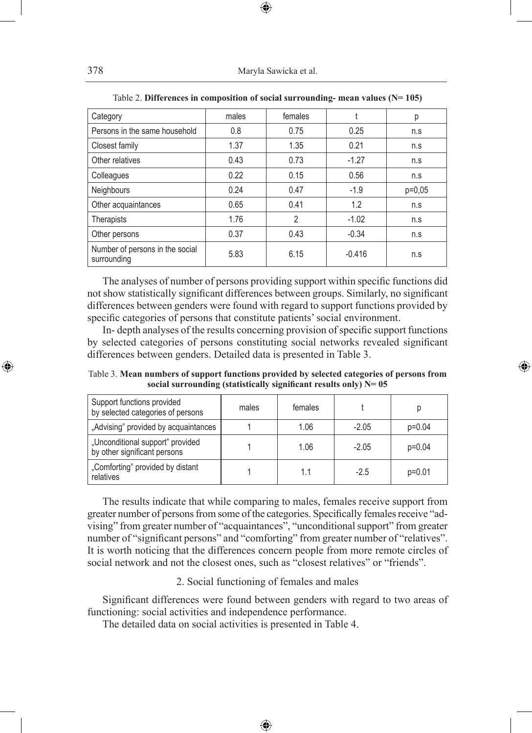Table 2. **Differences in composition of social surrounding- mean values (N= 105)**

| Category | males | females | t | p |
|---|---|---|---|---|
| Persons in the same household | 0.8 | 0.75 | 0.25 | n.s |
| Closest family | 1.37 | 1.35 | 0.21 | n.s |
| Other relatives | 0.43 | 0.73 | -1.27 | n.s |
| Colleagues | 0.22 | 0.15 | 0.56 | n.s |
| Neighbours | 0.24 | 0.47 | -1.9 | p=0,05 |
| Other acquaintances | 0.65 | 0.41 | 1.2 | n.s |
| Therapists | 1.76 | 2 | -1.02 | n.s |
| Other persons | 0.37 | 0.43 | -0.34 | n.s |
| Number of persons in the social surrounding | 5.83 | 6.15 | -0.416 | n.s |

The analyses of number of persons providing support within specific functions did not show statistically significant differences between groups. Similarly, no significant differences between genders were found with regard to support functions provided by specific categories of persons that constitute patients' social environment.

In- depth analyses of the results concerning provision of specific support functions by selected categories of persons constituting social networks revealed significant differences between genders. Detailed data is presented in Table 3.

Table 3. **Mean numbers of support functions provided by selected categories of persons from social surrounding (statistically significant results only) N= 05**

| Support functions provided by selected categories of persons | males | females | t | p |
|---|---|---|---|---|
| „Advising" provided by acquaintances | 1 | 1.06 | -2.05 | p=0.04 |
| „Unconditional support" provided by other significant persons | 1 | 1.06 | -2.05 | p=0.04 |
| „Comforting" provided by distant relatives | 1 | 1.1 | -2.5 | p=0.01 |

The results indicate that while comparing to males, females receive support from greater number of persons from some of the categories. Specifically females receive "advising" from greater number of "acquaintances", "unconditional support" from greater number of "significant persons" and "comforting" from greater number of "relatives". It is worth noticing that the differences concern people from more remote circles of social network and not the closest ones, such as "closest relatives" or "friends".

2. Social functioning of females and males

Significant differences were found between genders with regard to two areas of functioning: social activities and independence performance.

The detailed data on social activities is presented in Table 4.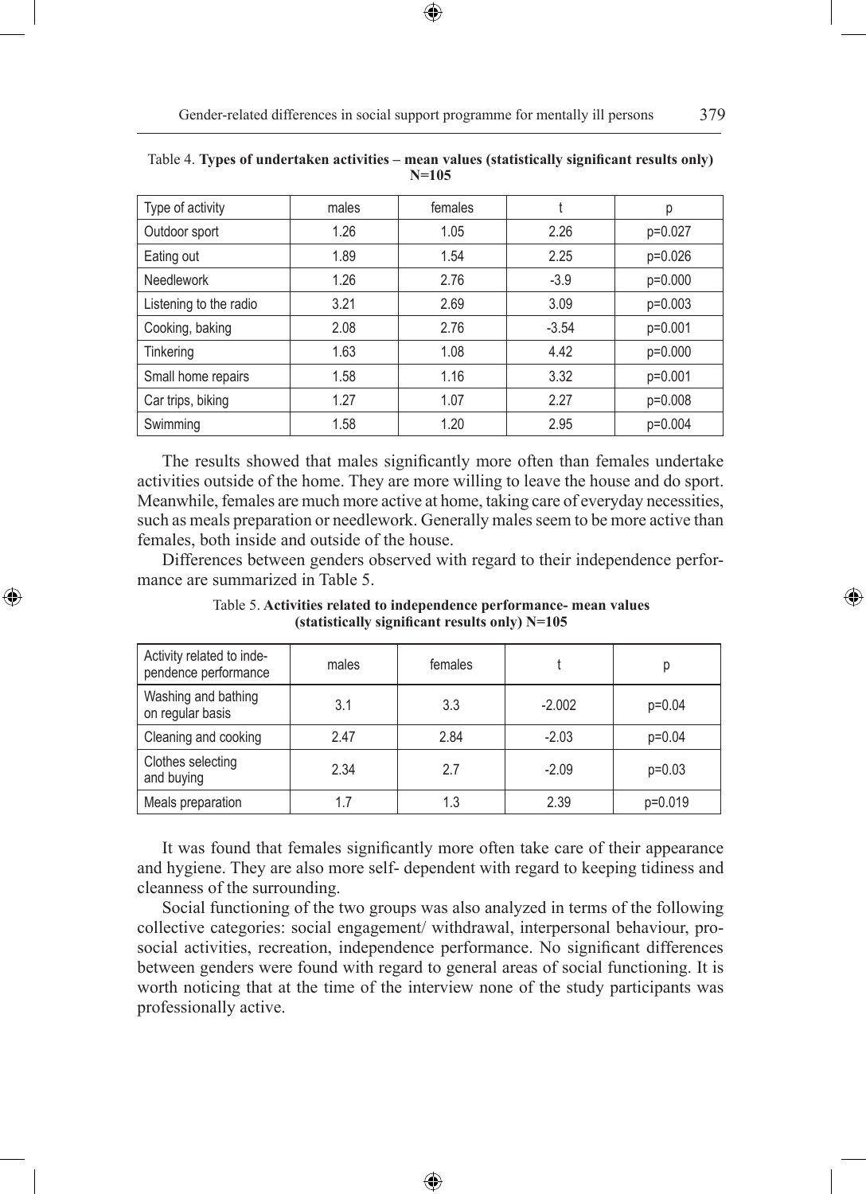Table 4. **Types of undertaken activities – mean values (statistically significant results only) N=105**

| Type of activity | males | females | t | p |
|---|---|---|---|---|
| Outdoor sport | 1.26 | 1.05 | 2.26 | p=0.027 |
| Eating out | 1.89 | 1.54 | 2.25 | p=0.026 |
| Needlework | 1.26 | 2.76 | -3.9 | p=0.000 |
| Listening to the radio | 3.21 | 2.69 | 3.09 | p=0.003 |
| Cooking, baking | 2.08 | 2.76 | -3.54 | p=0.001 |
| Tinkering | 1.63 | 1.08 | 4.42 | p=0.000 |
| Small home repairs | 1.58 | 1.16 | 3.32 | p=0.001 |
| Car trips, biking | 1.27 | 1.07 | 2.27 | p=0.008 |
| Swimming | 1.58 | 1.20 | 2.95 | p=0.004 |

The results showed that males significantly more often than females undertake activities outside of the home. They are more willing to leave the house and do sport. Meanwhile, females are much more active at home, taking care of everyday necessities, such as meals preparation or needlework. Generally males seem to be more active than females, both inside and outside of the house.

Differences between genders observed with regard to their independence performance are summarized in Table 5.

Table 5. **Activities related to independence performance- mean values (statistically significant results only) N=105**

| Activity related to independence performance | males | females | t | p |
|---|---|---|---|---|
| Washing and bathing on regular basis | 3.1 | 3.3 | -2.002 | p=0.04 |
| Cleaning and cooking | 2.47 | 2.84 | -2.03 | p=0.04 |
| Clothes selecting and buying | 2.34 | 2.7 | -2.09 | p=0.03 |
| Meals preparation | 1.7 | 1.3 | 2.39 | p=0.019 |

It was found that females significantly more often take care of their appearance and hygiene. They are also more self- dependent with regard to keeping tidiness and cleanness of the surrounding.

Social functioning of the two groups was also analyzed in terms of the following collective categories: social engagement/ withdrawal, interpersonal behaviour, prosocial activities, recreation, independence performance. No significant differences between genders were found with regard to general areas of social functioning. It is worth noticing that at the time of the interview none of the study participants was professionally active.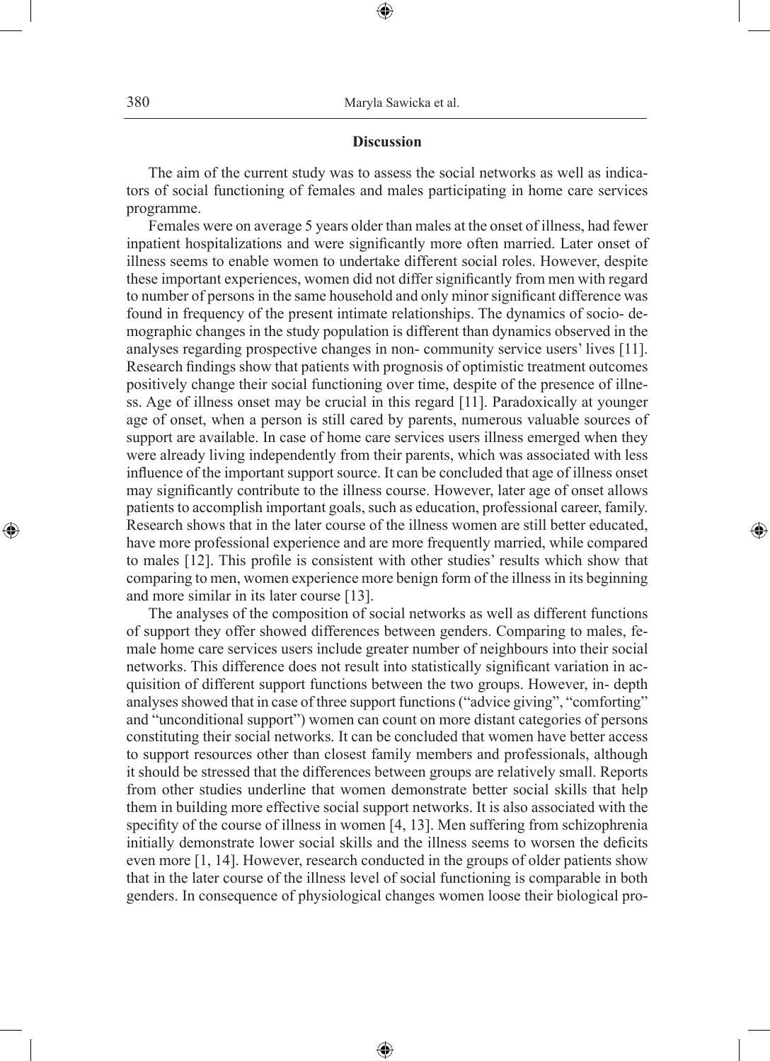## Discussion

The aim of the current study was to assess the social networks as well as indicators of social functioning of females and males participating in home care services programme.

Females were on average 5 years older than males at the onset of illness, had fewer inpatient hospitalizations and were significantly more often married. Later onset of illness seems to enable women to undertake different social roles. However, despite these important experiences, women did not differ significantly from men with regard to number of persons in the same household and only minor significant difference was found in frequency of the present intimate relationships. The dynamics of socio- demographic changes in the study population is different than dynamics observed in the analyses regarding prospective changes in non- community service users' lives [11]. Research findings show that patients with prognosis of optimistic treatment outcomes positively change their social functioning over time, despite of the presence of illness. Age of illness onset may be crucial in this regard [11]. Paradoxically at younger age of onset, when a person is still cared by parents, numerous valuable sources of support are available. In case of home care services users illness emerged when they were already living independently from their parents, which was associated with less influence of the important support source. It can be concluded that age of illness onset may significantly contribute to the illness course. However, later age of onset allows patients to accomplish important goals, such as education, professional career, family. Research shows that in the later course of the illness women are still better educated, have more professional experience and are more frequently married, while compared to males [12]. This profile is consistent with other studies' results which show that comparing to men, women experience more benign form of the illness in its beginning and more similar in its later course [13].

The analyses of the composition of social networks as well as different functions of support they offer showed differences between genders. Comparing to males, female home care services users include greater number of neighbours into their social networks. This difference does not result into statistically significant variation in acquisition of different support functions between the two groups. However, in- depth analyses showed that in case of three support functions ("advice giving", "comforting" and "unconditional support") women can count on more distant categories of persons constituting their social networks. It can be concluded that women have better access to support resources other than closest family members and professionals, although it should be stressed that the differences between groups are relatively small. Reports from other studies underline that women demonstrate better social skills that help them in building more effective social support networks. It is also associated with the specifity of the course of illness in women [4, 13]. Men suffering from schizophrenia initially demonstrate lower social skills and the illness seems to worsen the deficits even more [1, 14]. However, research conducted in the groups of older patients show that in the later course of the illness level of social functioning is comparable in both genders. In consequence of physiological changes women loose their biological pro-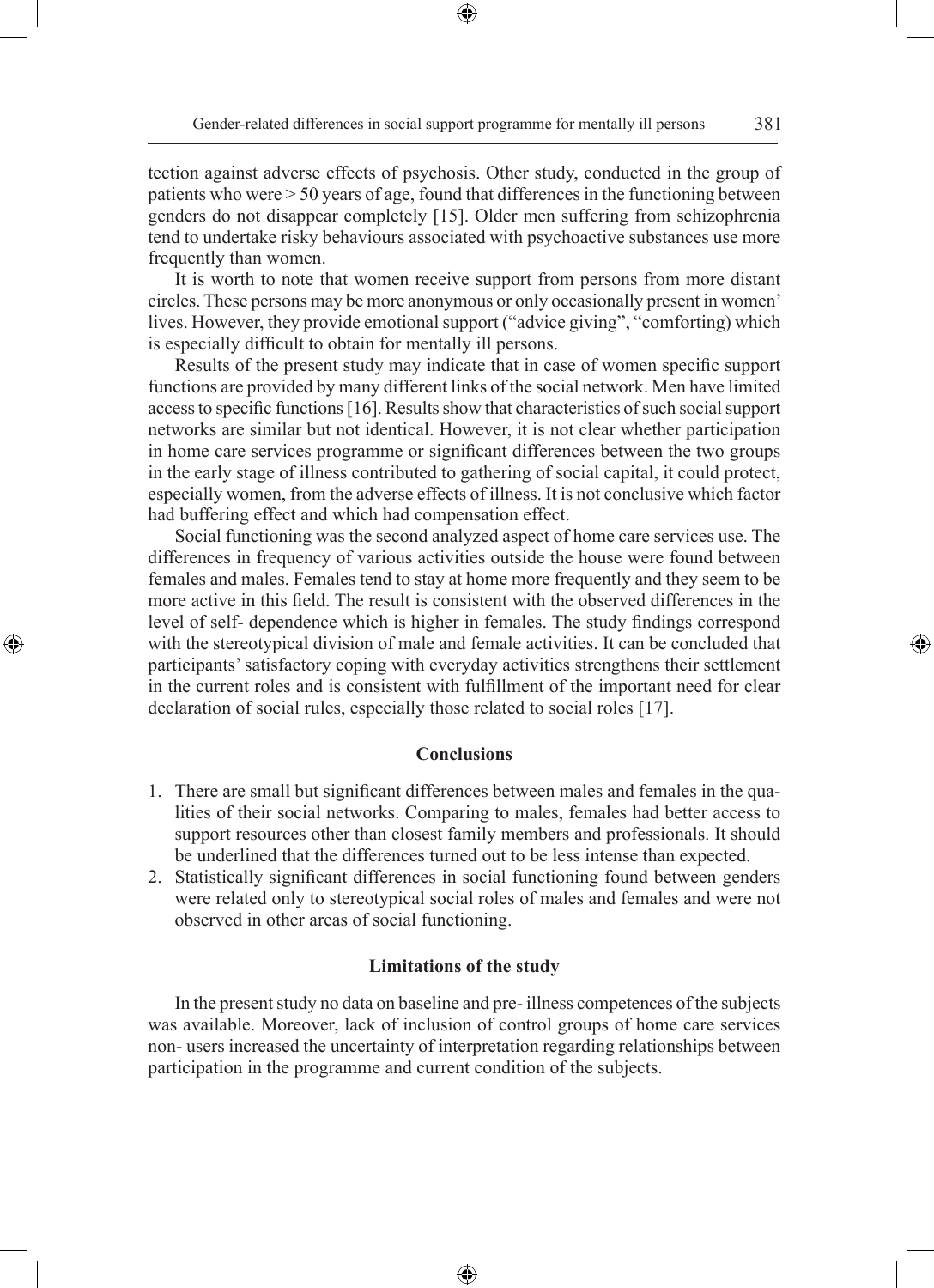tection against adverse effects of psychosis. Other study, conducted in the group of patients who were > 50 years of age, found that differences in the functioning between genders do not disappear completely [15]. Older men suffering from schizophrenia tend to undertake risky behaviours associated with psychoactive substances use more frequently than women.

It is worth to note that women receive support from persons from more distant circles. These persons may be more anonymous or only occasionally present in women' lives. However, they provide emotional support ("advice giving", "comforting) which is especially difficult to obtain for mentally ill persons.

Results of the present study may indicate that in case of women specific support functions are provided by many different links of the social network. Men have limited access to specific functions [16]. Results show that characteristics of such social support networks are similar but not identical. However, it is not clear whether participation in home care services programme or significant differences between the two groups in the early stage of illness contributed to gathering of social capital, it could protect, especially women, from the adverse effects of illness. It is not conclusive which factor had buffering effect and which had compensation effect.

Social functioning was the second analyzed aspect of home care services use. The differences in frequency of various activities outside the house were found between females and males. Females tend to stay at home more frequently and they seem to be more active in this field. The result is consistent with the observed differences in the level of self- dependence which is higher in females. The study findings correspond with the stereotypical division of male and female activities. It can be concluded that participants' satisfactory coping with everyday activities strengthens their settlement in the current roles and is consistent with fulfillment of the important need for clear declaration of social rules, especially those related to social roles [17].

## Conclusions

1. There are small but significant differences between males and females in the qualities of their social networks. Comparing to males, females had better access to support resources other than closest family members and professionals. It should be underlined that the differences turned out to be less intense than expected.
2. Statistically significant differences in social functioning found between genders were related only to stereotypical social roles of males and females and were not observed in other areas of social functioning.

## Limitations of the study

In the present study no data on baseline and pre- illness competences of the subjects was available. Moreover, lack of inclusion of control groups of home care services non- users increased the uncertainty of interpretation regarding relationships between participation in the programme and current condition of the subjects.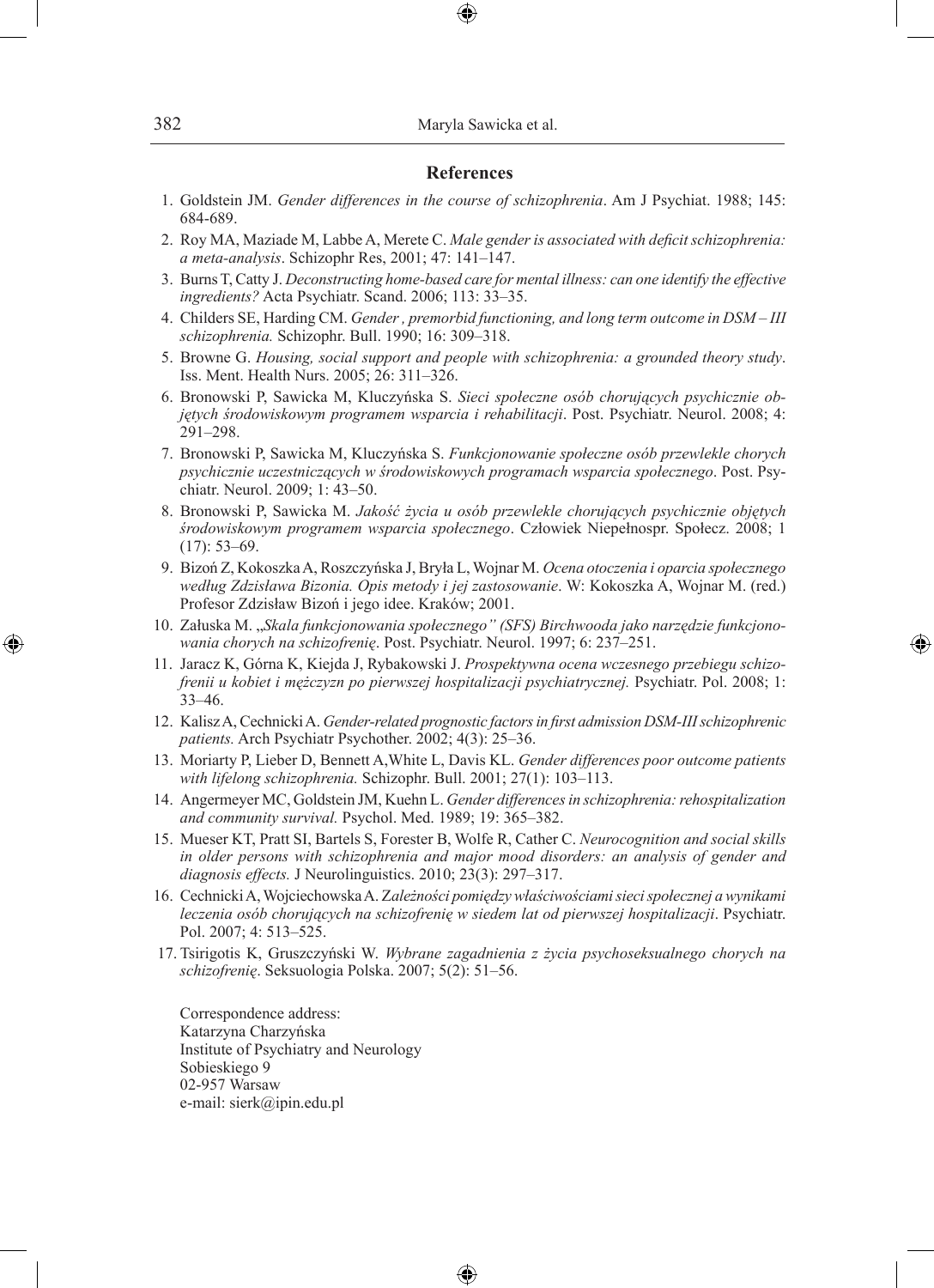## References

1. Goldstein JM. *Gender differences in the course of schizophrenia*. Am J Psychiat. 1988; 145: 684-689.
2. Roy MA, Maziade M, Labbe A, Merete C. *Male gender is associated with deficit schizophrenia: a meta-analysis*. Schizophr Res, 2001; 47: 141–147.
3. Burns T, Catty J. *Deconstructing home-based care for mental illness: can one identify the effective ingredients?* Acta Psychiatr. Scand. 2006; 113: 33–35.
4. Childers SE, Harding CM. *Gender , premorbid functioning, and long term outcome in DSM – III schizophrenia.* Schizophr. Bull. 1990; 16: 309–318.
5. Browne G. *Housing, social support and people with schizophrenia: a grounded theory study*. Iss. Ment. Health Nurs. 2005; 26: 311–326.
6. Bronowski P, Sawicka M, Kluczyńska S. *Sieci społeczne osób chorujących psychicznie objętych środowiskowym programem wsparcia i rehabilitacji*. Post. Psychiatr. Neurol. 2008; 4: 291–298.
7. Bronowski P, Sawicka M, Kluczyńska S. *Funkcjonowanie społeczne osób przewlekle chorych psychicznie uczestniczących w środowiskowych programach wsparcia społecznego*. Post. Psychiatr. Neurol. 2009; 1: 43–50.
8. Bronowski P, Sawicka M. *Jakość życia u osób przewlekle chorujących psychicznie objętych środowiskowym programem wsparcia społecznego*. Człowiek Niepełnospr. Społecz. 2008; 1 (17): 53–69.
9. Bizoń Z, Kokoszka A, Roszczyńska J, Bryła L, Wojnar M. *Ocena otoczenia i oparcia społecznego według Zdzisława Bizonia. Opis metody i jej zastosowanie*. W: Kokoszka A, Wojnar M. (red.) Profesor Zdzisław Bizoń i jego idee. Kraków; 2001.
10. Załuska M. *„Skala funkcjonowania społecznego" (SFS) Birchwooda jako narzędzie funkcjonowania chorych na schizofrenię*. Post. Psychiatr. Neurol. 1997; 6: 237–251.
11. Jaracz K, Górna K, Kiejda J, Rybakowski J. *Prospektywna ocena wczesnego przebiegu schizofrenii u kobiet i mężczyzn po pierwszej hospitalizacji psychiatrycznej.* Psychiatr. Pol. 2008; 1: 33–46.
12. Kalisz A, Cechnicki A. *Gender-related prognostic factors in first admission DSM-III schizophrenic patients.* Arch Psychiatr Psychother. 2002; 4(3): 25–36.
13. Moriarty P, Lieber D, Bennett A,White L, Davis KL. *Gender differences poor outcome patients with lifelong schizophrenia.* Schizophr. Bull. 2001; 27(1): 103–113.
14. Angermeyer MC, Goldstein JM, Kuehn L. *Gender differences in schizophrenia: rehospitalization and community survival.* Psychol. Med. 1989; 19: 365–382.
15. Mueser KT, Pratt SI, Bartels S, Forester B, Wolfe R, Cather C. *Neurocognition and social skills in older persons with schizophrenia and major mood disorders: an analysis of gender and diagnosis effects.* J Neurolinguistics. 2010; 23(3): 297–317.
16. Cechnicki A, Wojciechowska A. *Zależności pomiędzy właściwościami sieci społecznej a wynikami leczenia osób chorujących na schizofrenię w siedem lat od pierwszej hospitalizacji*. Psychiatr. Pol. 2007; 4: 513–525.
17. Tsirigotis K, Gruszczyński W. *Wybrane zagadnienia z życia psychoseksualnego chorych na schizofrenię*. Seksuologia Polska. 2007; 5(2): 51–56.

Correspondence address:
Katarzyna Charzyńska
Institute of Psychiatry and Neurology
Sobieskiego 9
02-957 Warsaw
e-mail: sierk@ipin.edu.pl